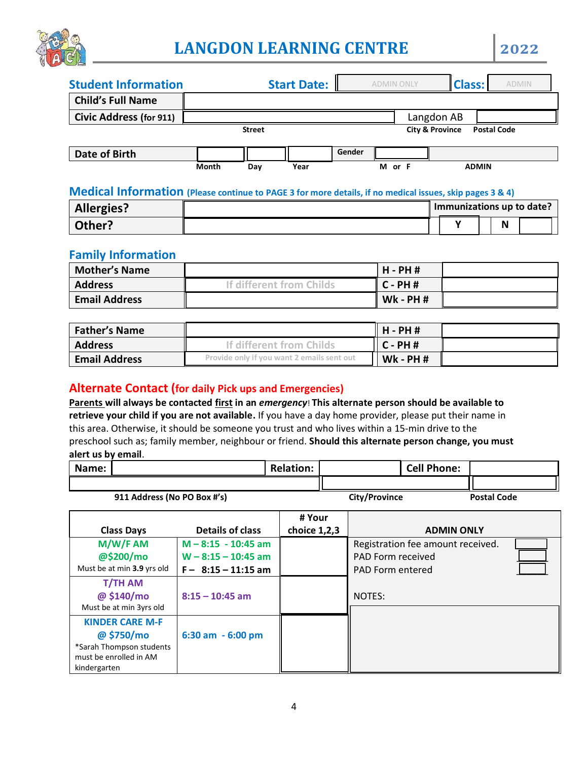# LANGDON LEARNING CENTRE

**2022**

## Student Information

**Start Date:** ADMIN ONLY **Class:** ADMIN

| | | | |
|---|---|---|---|
| **Child's Full Name** | | | |
| **Civic Address (for 911)** | | Langdon AB | |
| | Street | City & Province | Postal Code |

| **Date of Birth** | | | | Gender | | |
|---|---|---|---|---|---|---|
| | Month | Day | Year | | M or F | ADMIN |

## Medical Information (Please continue to PAGE 3 for more details, if no medical issues, skip pages 3 & 4)

| | | Immunizations up to date? | | | |
|---|---|---|---|---|---|
| **Allergies?** | | | | | |
| **Other?** | | Y | | N | |

## Family Information

| | | | |
|---|---|---|---|
| **Mother's Name** | | **H - PH #** | |
| **Address** | If different from Childs | **C - PH #** | |
| **Email Address** | | **Wk - PH #** | |

| | | | |
|---|---|---|---|
| **Father's Name** | | **H - PH #** | |
| **Address** | If different from Childs | **C - PH #** | |
| **Email Address** | Provide only if you want 2 emails sent out | **Wk - PH #** | |

## Alternate Contact (for daily Pick ups and Emergencies)

**Parents will always be contacted first in an *emergency*! This alternate person should be available to retrieve your child if you are not available.** If you have a day home provider, please put their name in this area. Otherwise, it should be someone you trust and who lives within a 15-min drive to the preschool such as; family member, neighbour or friend. **Should this alternate person change, you must alert us by email**.

| **Name:** | | **Relation:** | | **Cell Phone:** | |
|---|---|---|---|---|---|
| | | | | | |
| 911 Address (No PO Box #'s) | | | City/Province | | Postal Code |

| Class Days | Details of class | # Your choice 1,2,3 | ADMIN ONLY |
|---|---|---|---|
| **M/W/F AM @$200/mo** Must be at min 3.9 yrs old | **M – 8:15 - 10:45 am** **W – 8:15 – 10:45 am** **F – 8:15 – 11:15 am** | | Registration fee amount received. PAD Form received PAD Form entered |
| **T/TH AM @ $140/mo** Must be at min 3yrs old | **8:15 – 10:45 am** | | NOTES: |
| **KINDER CARE M-F @ $750/mo** *Sarah Thompson students must be enrolled in AM kindergarten | **6:30 am - 6:00 pm** | | |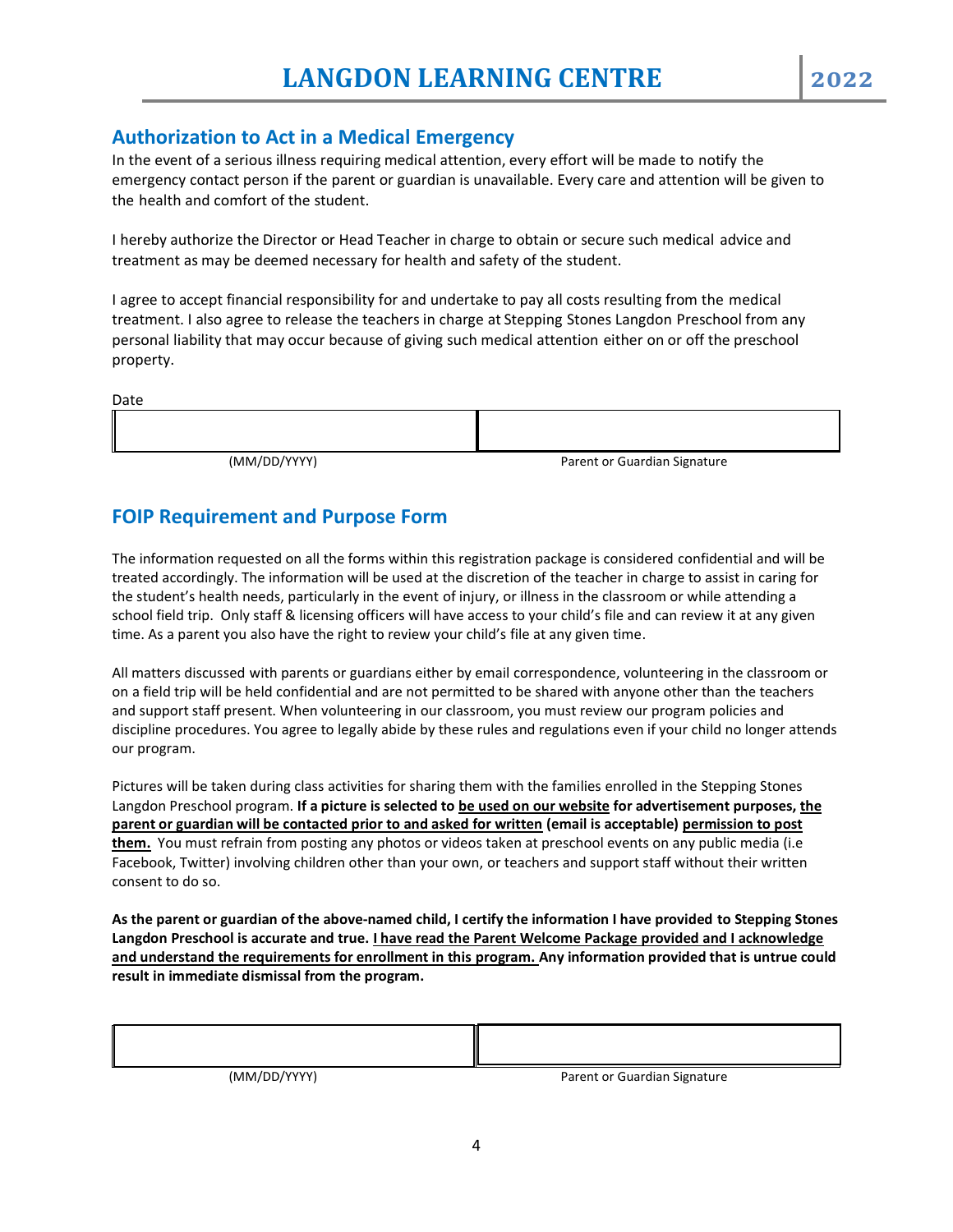## Authorization to Act in a Medical Emergency

In the event of a serious illness requiring medical attention, every effort will be made to notify the emergency contact person if the parent or guardian is unavailable. Every care and attention will be given to the health and comfort of the student.

I hereby authorize the Director or Head Teacher in charge to obtain or secure such medical advice and treatment as may be deemed necessary for health and safety of the student.

I agree to accept financial responsibility for and undertake to pay all costs resulting from the medical treatment. I also agree to release the teachers in charge at Stepping Stones Langdon Preschool from any personal liability that may occur because of giving such medical attention either on or off the preschool property.

Date

| | |
|---|---|
| (MM/DD/YYYY) | Parent or Guardian Signature |

## FOIP Requirement and Purpose Form

The information requested on all the forms within this registration package is considered confidential and will be treated accordingly. The information will be used at the discretion of the teacher in charge to assist in caring for the student's health needs, particularly in the event of injury, or illness in the classroom or while attending a school field trip. Only staff & licensing officers will have access to your child's file and can review it at any given time. As a parent you also have the right to review your child's file at any given time.

All matters discussed with parents or guardians either by email correspondence, volunteering in the classroom or on a field trip will be held confidential and are not permitted to be shared with anyone other than the teachers and support staff present. When volunteering in our classroom, you must review our program policies and discipline procedures. You agree to legally abide by these rules and regulations even if your child no longer attends our program.

Pictures will be taken during class activities for sharing them with the families enrolled in the Stepping Stones Langdon Preschool program. **If a picture is selected to <u>be used on our website</u> for advertisement purposes, <u>the parent or guardian will be contacted prior to and asked for written</u> (email is acceptable) <u>permission to post them.</u>** You must refrain from posting any photos or videos taken at preschool events on any public media (i.e Facebook, Twitter) involving children other than your own, or teachers and support staff without their written consent to do so.

**As the parent or guardian of the above-named child, I certify the information I have provided to Stepping Stones Langdon Preschool is accurate and true. <u>I have read the Parent Welcome Package provided and I acknowledge and understand the requirements for enrollment in this program.</u> Any information provided that is untrue could result in immediate dismissal from the program.**

| | |
|---|---|
| (MM/DD/YYYY) | Parent or Guardian Signature |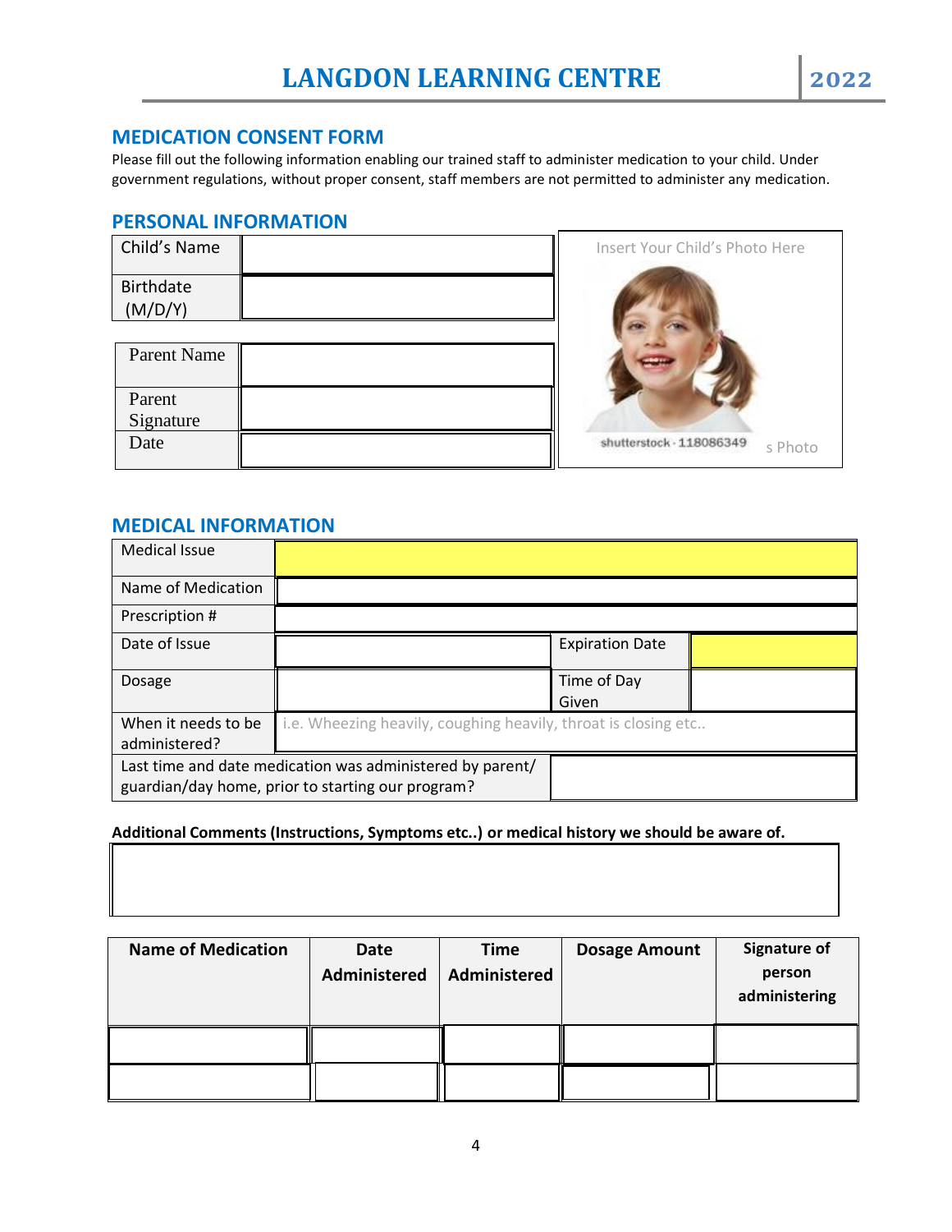# LANGDON LEARNING CENTRE

## 2022

## MEDICATION CONSENT FORM

Please fill out the following information enabling our trained staff to administer medication to your child. Under government regulations, without proper consent, staff members are not permitted to administer any medication.

## PERSONAL INFORMATION

| Child's Name | |
|---|---|
| Birthdate (M/D/Y) | |

| Parent Name | |
|---|---|
| Parent Signature | |
| Date | |

Insert Your Child's Photo Here

shutterstock · 118086349 s Photo

## MEDICAL INFORMATION

| Medical Issue | | | |
|---|---|---|---|
| Name of Medication | | | |
| Prescription # | | | |
| Date of Issue | | Expiration Date | |
| Dosage | | Time of Day Given | |
| When it needs to be administered? | i.e. Wheezing heavily, coughing heavily, throat is closing etc.. | | |
| Last time and date medication was administered by parent/ guardian/day home, prior to starting our program? | | | |

**Additional Comments (Instructions, Symptoms etc..) or medical history we should be aware of.**

| Name of Medication | Date Administered | Time Administered | Dosage Amount | Signature of person administering |
|---|---|---|---|---|
| | | | | |
| | | | | |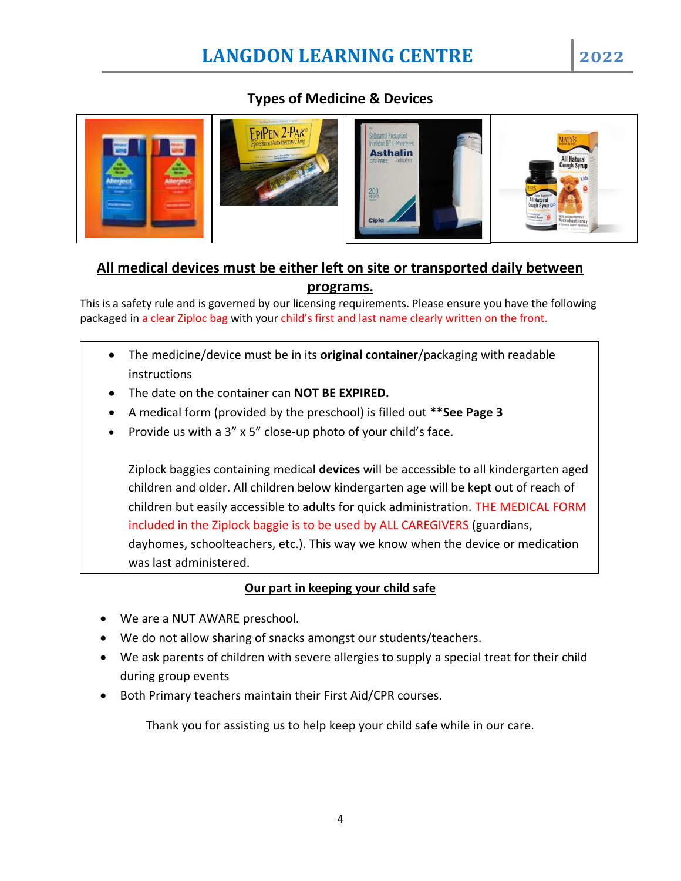## Types of Medicine & Devices

**All medical devices must be either left on site or transported daily between programs.**

This is a safety rule and is governed by our licensing requirements. Please ensure you have the following packaged in a clear Ziploc bag with your child's first and last name clearly written on the front.

- The medicine/device must be in its **original container**/packaging with readable instructions
- The date on the container can **NOT BE EXPIRED.**
- A medical form (provided by the preschool) is filled out **\*\*See Page 3**
- Provide us with a 3" x 5" close-up photo of your child's face.

Ziplock baggies containing medical **devices** will be accessible to all kindergarten aged children and older. All children below kindergarten age will be kept out of reach of children but easily accessible to adults for quick administration. THE MEDICAL FORM included in the Ziplock baggie is to be used by ALL CAREGIVERS (guardians, dayhomes, schoolteachers, etc.). This way we know when the device or medication was last administered.

**Our part in keeping your child safe**

- We are a NUT AWARE preschool.
- We do not allow sharing of snacks amongst our students/teachers.
- We ask parents of children with severe allergies to supply a special treat for their child during group events
- Both Primary teachers maintain their First Aid/CPR courses.

Thank you for assisting us to help keep your child safe while in our care.